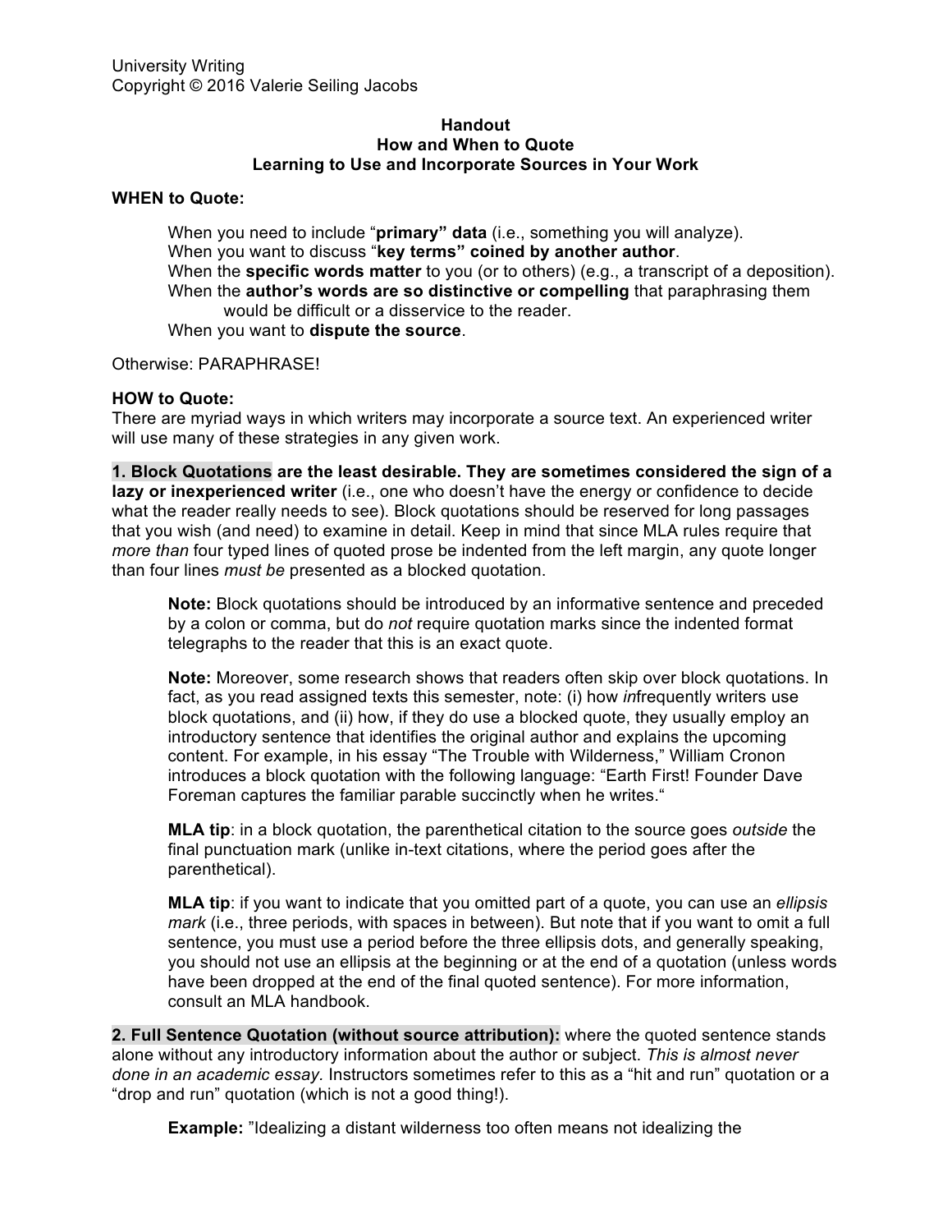University Writing
Copyright © 2016 Valerie Seiling Jacobs

**Handout**
**How and When to Quote**
**Learning to Use and Incorporate Sources in Your Work**

**WHEN to Quote:**

> When you need to include "**primary" data** (i.e., something you will analyze).
> When you want to discuss "**key terms" coined by another author**.
> When the **specific words matter** to you (or to others) (e.g., a transcript of a deposition).
> When the **author's words are so distinctive or compelling** that paraphrasing them would be difficult or a disservice to the reader.
> When you want to **dispute the source**.

Otherwise: PARAPHRASE!

**HOW to Quote:**
There are myriad ways in which writers may incorporate a source text. An experienced writer will use many of these strategies in any given work.

**1. Block Quotations are the least desirable. They are sometimes considered the sign of a lazy or inexperienced writer** (i.e., one who doesn't have the energy or confidence to decide what the reader really needs to see). Block quotations should be reserved for long passages that you wish (and need) to examine in detail. Keep in mind that since MLA rules require that *more than* four typed lines of quoted prose be indented from the left margin, any quote longer than four lines *must be* presented as a blocked quotation.

> **Note:** Block quotations should be introduced by an informative sentence and preceded by a colon or comma, but do *not* require quotation marks since the indented format telegraphs to the reader that this is an exact quote.
>
> **Note:** Moreover, some research shows that readers often skip over block quotations. In fact, as you read assigned texts this semester, note: (i) how *in*frequently writers use block quotations, and (ii) how, if they do use a blocked quote, they usually employ an introductory sentence that identifies the original author and explains the upcoming content. For example, in his essay "The Trouble with Wilderness," William Cronon introduces a block quotation with the following language: "Earth First! Founder Dave Foreman captures the familiar parable succinctly when he writes."
>
> **MLA tip**: in a block quotation, the parenthetical citation to the source goes *outside* the final punctuation mark (unlike in-text citations, where the period goes after the parenthetical).
>
> **MLA tip**: if you want to indicate that you omitted part of a quote, you can use an *ellipsis mark* (i.e., three periods, with spaces in between). But note that if you want to omit a full sentence, you must use a period before the three ellipsis dots, and generally speaking, you should not use an ellipsis at the beginning or at the end of a quotation (unless words have been dropped at the end of the final quoted sentence). For more information, consult an MLA handbook.

**2. Full Sentence Quotation (without source attribution):** where the quoted sentence stands alone without any introductory information about the author or subject. *This is almost never done in an academic essay.* Instructors sometimes refer to this as a "hit and run" quotation or a "drop and run" quotation (which is not a good thing!).

> **Example:** "Idealizing a distant wilderness too often means not idealizing the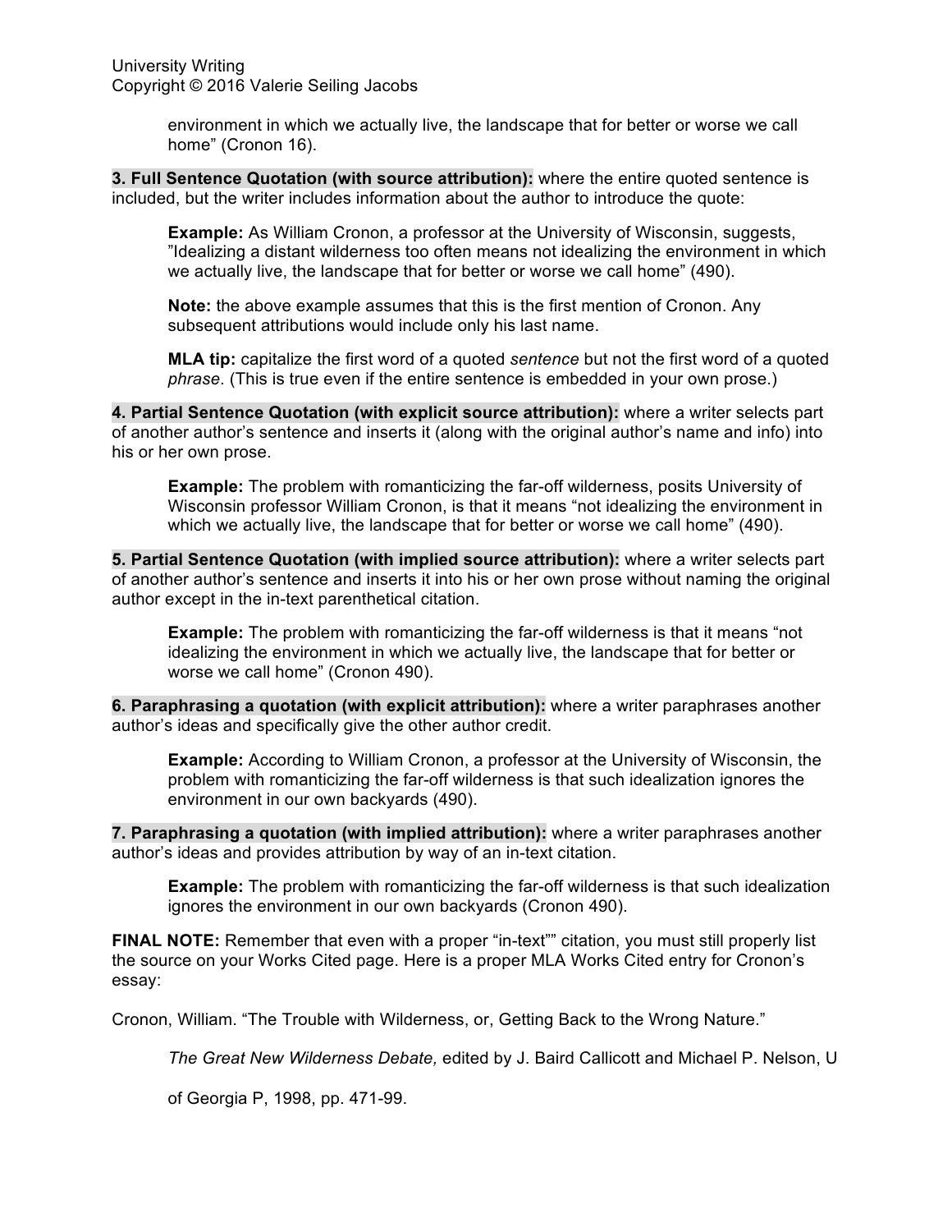environment in which we actually live, the landscape that for better or worse we call home" (Cronon 16).

**3. Full Sentence Quotation (with source attribution):** where the entire quoted sentence is included, but the writer includes information about the author to introduce the quote:

> **Example:** As William Cronon, a professor at the University of Wisconsin, suggests, "Idealizing a distant wilderness too often means not idealizing the environment in which we actually live, the landscape that for better or worse we call home" (490).
>
> **Note:** the above example assumes that this is the first mention of Cronon. Any subsequent attributions would include only his last name.
>
> **MLA tip:** capitalize the first word of a quoted *sentence* but not the first word of a quoted *phrase*. (This is true even if the entire sentence is embedded in your own prose.)

**4. Partial Sentence Quotation (with explicit source attribution):** where a writer selects part of another author's sentence and inserts it (along with the original author's name and info) into his or her own prose.

> **Example:** The problem with romanticizing the far-off wilderness, posits University of Wisconsin professor William Cronon, is that it means "not idealizing the environment in which we actually live, the landscape that for better or worse we call home" (490).

**5. Partial Sentence Quotation (with implied source attribution):** where a writer selects part of another author's sentence and inserts it into his or her own prose without naming the original author except in the in-text parenthetical citation.

> **Example:** The problem with romanticizing the far-off wilderness is that it means "not idealizing the environment in which we actually live, the landscape that for better or worse we call home" (Cronon 490).

**6. Paraphrasing a quotation (with explicit attribution):** where a writer paraphrases another author's ideas and specifically give the other author credit.

> **Example:** According to William Cronon, a professor at the University of Wisconsin, the problem with romanticizing the far-off wilderness is that such idealization ignores the environment in our own backyards (490).

**7. Paraphrasing a quotation (with implied attribution):** where a writer paraphrases another author's ideas and provides attribution by way of an in-text citation.

> **Example:** The problem with romanticizing the far-off wilderness is that such idealization ignores the environment in our own backyards (Cronon 490).

**FINAL NOTE:** Remember that even with a proper "in-text"" citation, you must still properly list the source on your Works Cited page. Here is a proper MLA Works Cited entry for Cronon's essay:

Cronon, William. "The Trouble with Wilderness, or, Getting Back to the Wrong Nature." *The Great New Wilderness Debate,* edited by J. Baird Callicott and Michael P. Nelson, U of Georgia P, 1998, pp. 471-99.